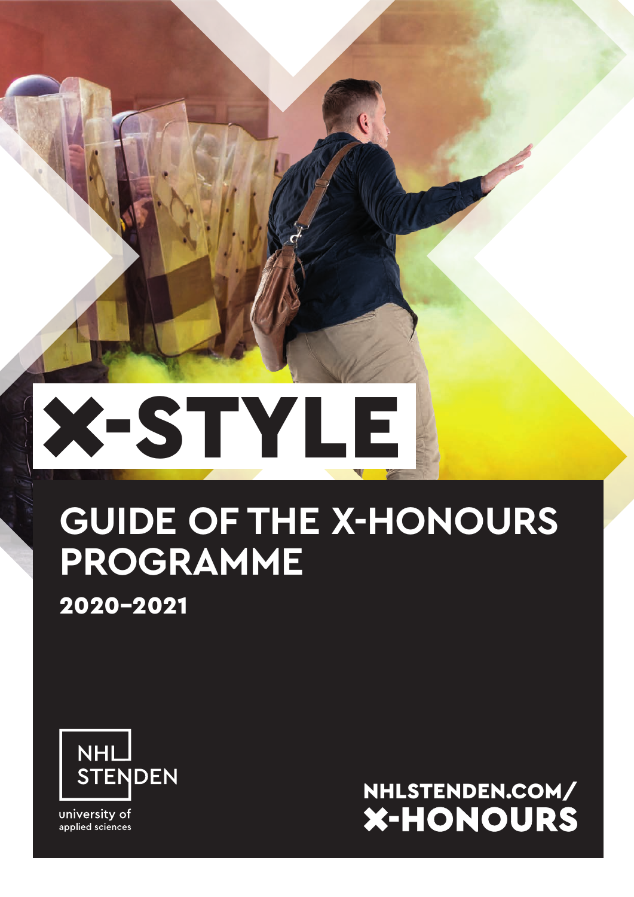# X-STYLE

## GUIDE OF THE X-HONOURS PROGRAMME

**2020–2021**

NHL STENDEN

university of applied sciences

**NHLSTENDEN.COM/X-HONOURS**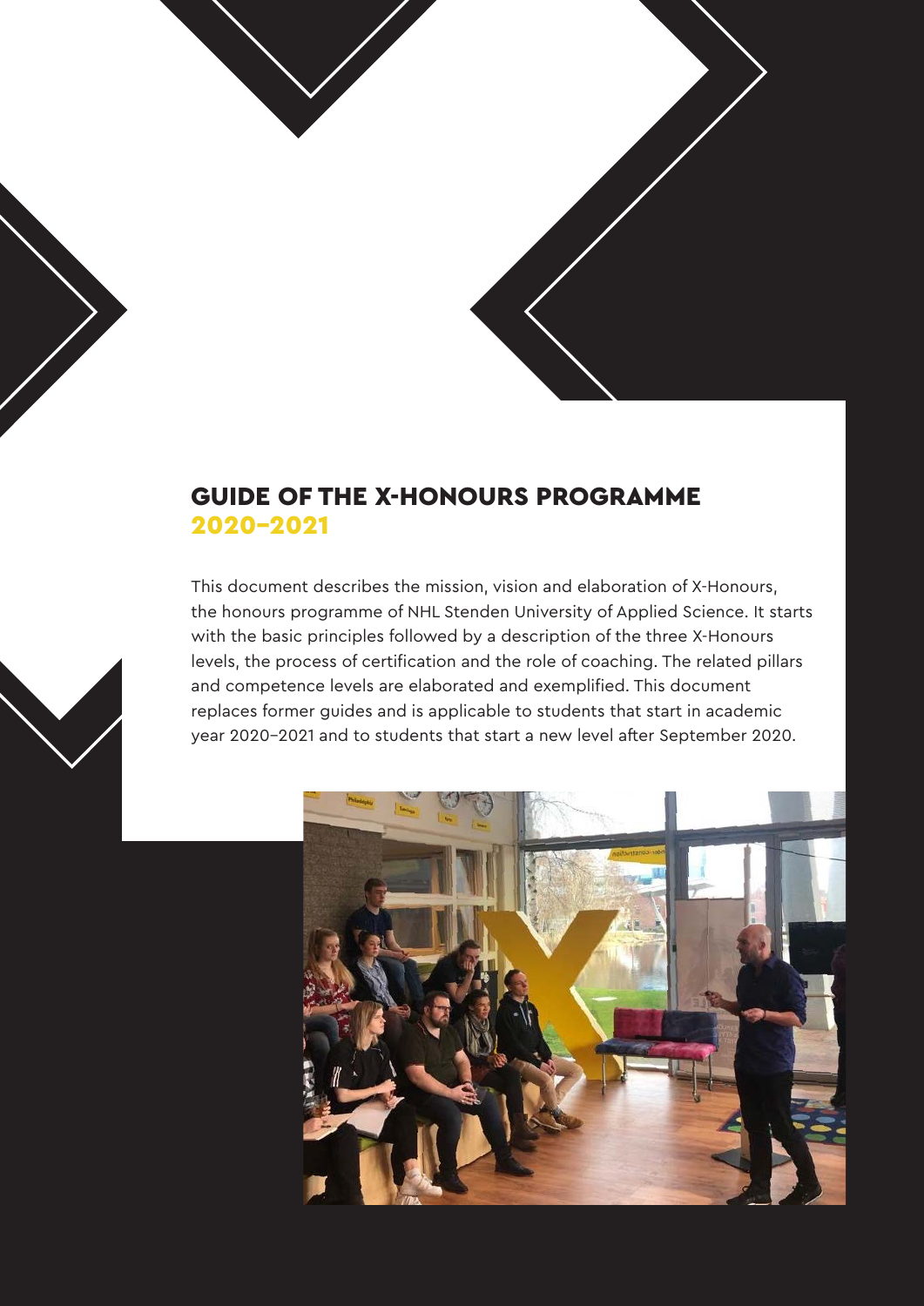# GUIDE OF THE X-HONOURS PROGRAMME
## 2020–2021

This document describes the mission, vision and elaboration of X-Honours, the honours programme of NHL Stenden University of Applied Science. It starts with the basic principles followed by a description of the three X-Honours levels, the process of certification and the role of coaching. The related pillars and competence levels are elaborated and exemplified. This document replaces former guides and is applicable to students that start in academic year 2020–2021 and to students that start a new level after September 2020.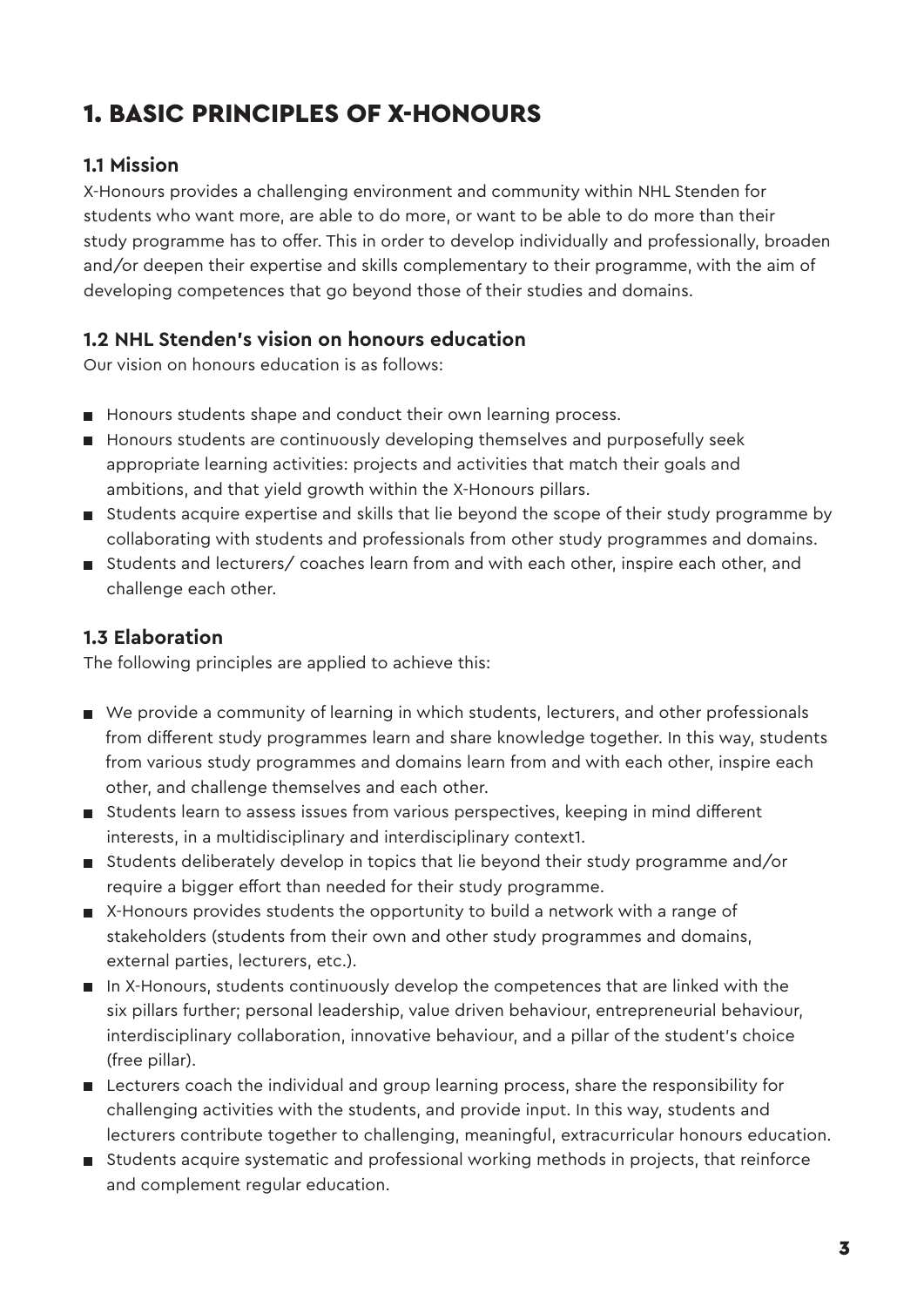# 1. BASIC PRINCIPLES OF X-HONOURS

### 1.1 Mission

X-Honours provides a challenging environment and community within NHL Stenden for students who want more, are able to do more, or want to be able to do more than their study programme has to offer. This in order to develop individually and professionally, broaden and/or deepen their expertise and skills complementary to their programme, with the aim of developing competences that go beyond those of their studies and domains.

### 1.2 NHL Stenden's vision on honours education

Our vision on honours education is as follows:

- Honours students shape and conduct their own learning process.
- Honours students are continuously developing themselves and purposefully seek appropriate learning activities: projects and activities that match their goals and ambitions, and that yield growth within the X-Honours pillars.
- Students acquire expertise and skills that lie beyond the scope of their study programme by collaborating with students and professionals from other study programmes and domains.
- Students and lecturers/ coaches learn from and with each other, inspire each other, and challenge each other.

### 1.3 Elaboration

The following principles are applied to achieve this:

- We provide a community of learning in which students, lecturers, and other professionals from different study programmes learn and share knowledge together. In this way, students from various study programmes and domains learn from and with each other, inspire each other, and challenge themselves and each other.
- Students learn to assess issues from various perspectives, keeping in mind different interests, in a multidisciplinary and interdisciplinary context[1].
- Students deliberately develop in topics that lie beyond their study programme and/or require a bigger effort than needed for their study programme.
- X-Honours provides students the opportunity to build a network with a range of stakeholders (students from their own and other study programmes and domains, external parties, lecturers, etc.).
- In X-Honours, students continuously develop the competences that are linked with the six pillars further; personal leadership, value driven behaviour, entrepreneurial behaviour, interdisciplinary collaboration, innovative behaviour, and a pillar of the student's choice (free pillar).
- Lecturers coach the individual and group learning process, share the responsibility for challenging activities with the students, and provide input. In this way, students and lecturers contribute together to challenging, meaningful, extracurricular honours education.
- Students acquire systematic and professional working methods in projects, that reinforce and complement regular education.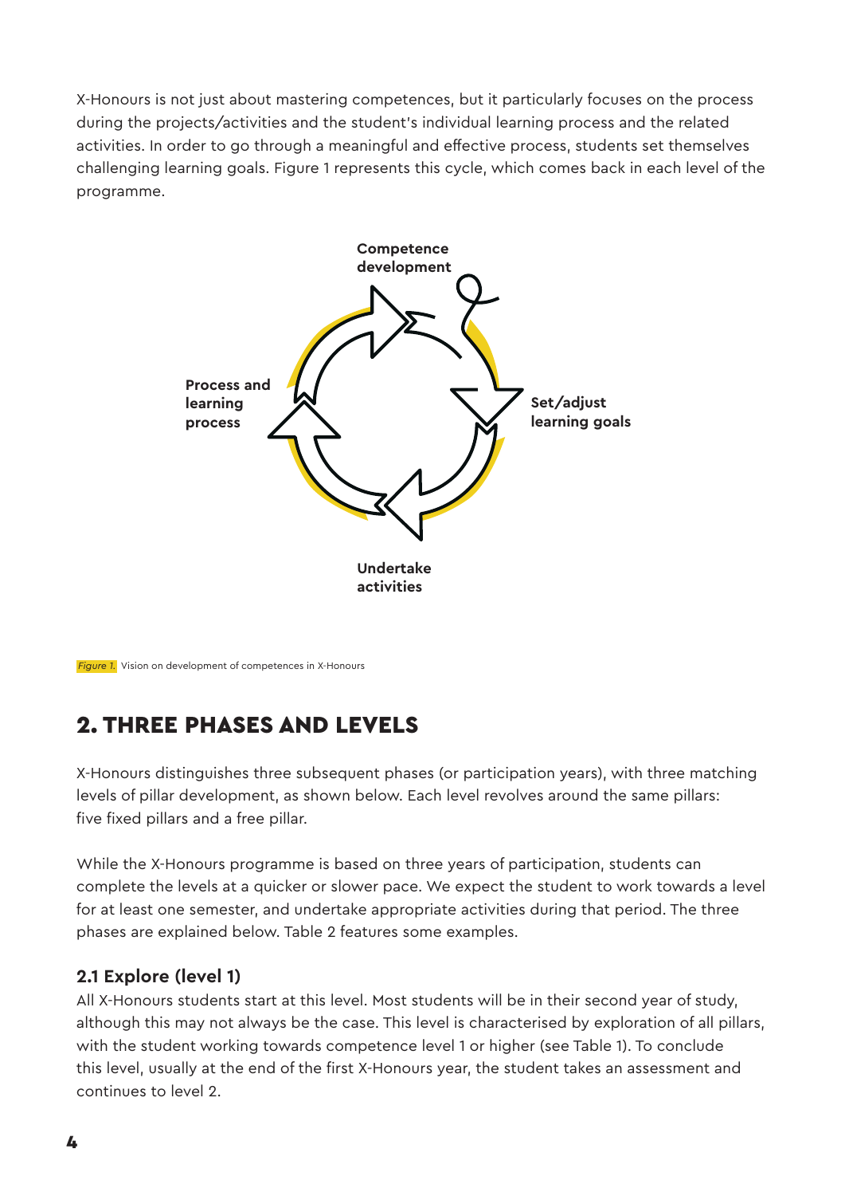X-Honours is not just about mastering competences, but it particularly focuses on the process during the projects/activities and the student's individual learning process and the related activities. In order to go through a meaningful and effective process, students set themselves challenging learning goals. Figure 1 represents this cycle, which comes back in each level of the programme.

Competence development

Set/adjust learning goals

Undertake activities

Process and learning process

*Figure 1.* Vision on development of competences in X-Honours

## 2. THREE PHASES AND LEVELS

X-Honours distinguishes three subsequent phases (or participation years), with three matching levels of pillar development, as shown below. Each level revolves around the same pillars: five fixed pillars and a free pillar.

While the X-Honours programme is based on three years of participation, students can complete the levels at a quicker or slower pace. We expect the student to work towards a level for at least one semester, and undertake appropriate activities during that period. The three phases are explained below. Table 2 features some examples.

### 2.1 Explore (level 1)

All X-Honours students start at this level. Most students will be in their second year of study, although this may not always be the case. This level is characterised by exploration of all pillars, with the student working towards competence level 1 or higher (see Table 1). To conclude this level, usually at the end of the first X-Honours year, the student takes an assessment and continues to level 2.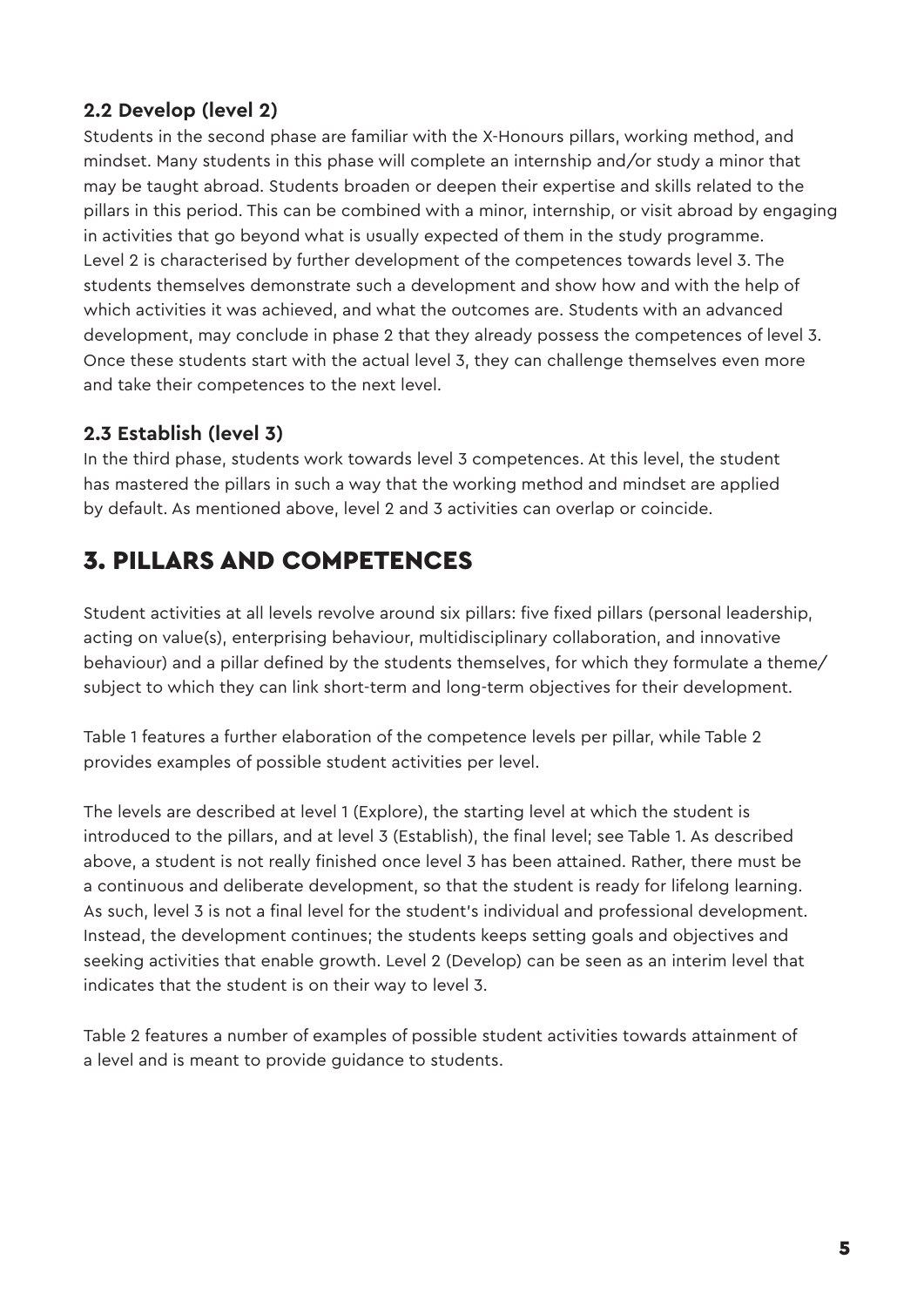### 2.2 Develop (level 2)

Students in the second phase are familiar with the X-Honours pillars, working method, and mindset. Many students in this phase will complete an internship and/or study a minor that may be taught abroad. Students broaden or deepen their expertise and skills related to the pillars in this period. This can be combined with a minor, internship, or visit abroad by engaging in activities that go beyond what is usually expected of them in the study programme.
Level 2 is characterised by further development of the competences towards level 3. The students themselves demonstrate such a development and show how and with the help of which activities it was achieved, and what the outcomes are. Students with an advanced development, may conclude in phase 2 that they already possess the competences of level 3. Once these students start with the actual level 3, they can challenge themselves even more and take their competences to the next level.

### 2.3 Establish (level 3)

In the third phase, students work towards level 3 competences. At this level, the student has mastered the pillars in such a way that the working method and mindset are applied by default. As mentioned above, level 2 and 3 activities can overlap or coincide.

## 3. PILLARS AND COMPETENCES

Student activities at all levels revolve around six pillars: five fixed pillars (personal leadership, acting on value(s), enterprising behaviour, multidisciplinary collaboration, and innovative behaviour) and a pillar defined by the students themselves, for which they formulate a theme/ subject to which they can link short-term and long-term objectives for their development.

Table 1 features a further elaboration of the competence levels per pillar, while Table 2 provides examples of possible student activities per level.

The levels are described at level 1 (Explore), the starting level at which the student is introduced to the pillars, and at level 3 (Establish), the final level; see Table 1. As described above, a student is not really finished once level 3 has been attained. Rather, there must be a continuous and deliberate development, so that the student is ready for lifelong learning. As such, level 3 is not a final level for the student's individual and professional development. Instead, the development continues; the students keeps setting goals and objectives and seeking activities that enable growth. Level 2 (Develop) can be seen as an interim level that indicates that the student is on their way to level 3.

Table 2 features a number of examples of possible student activities towards attainment of a level and is meant to provide guidance to students.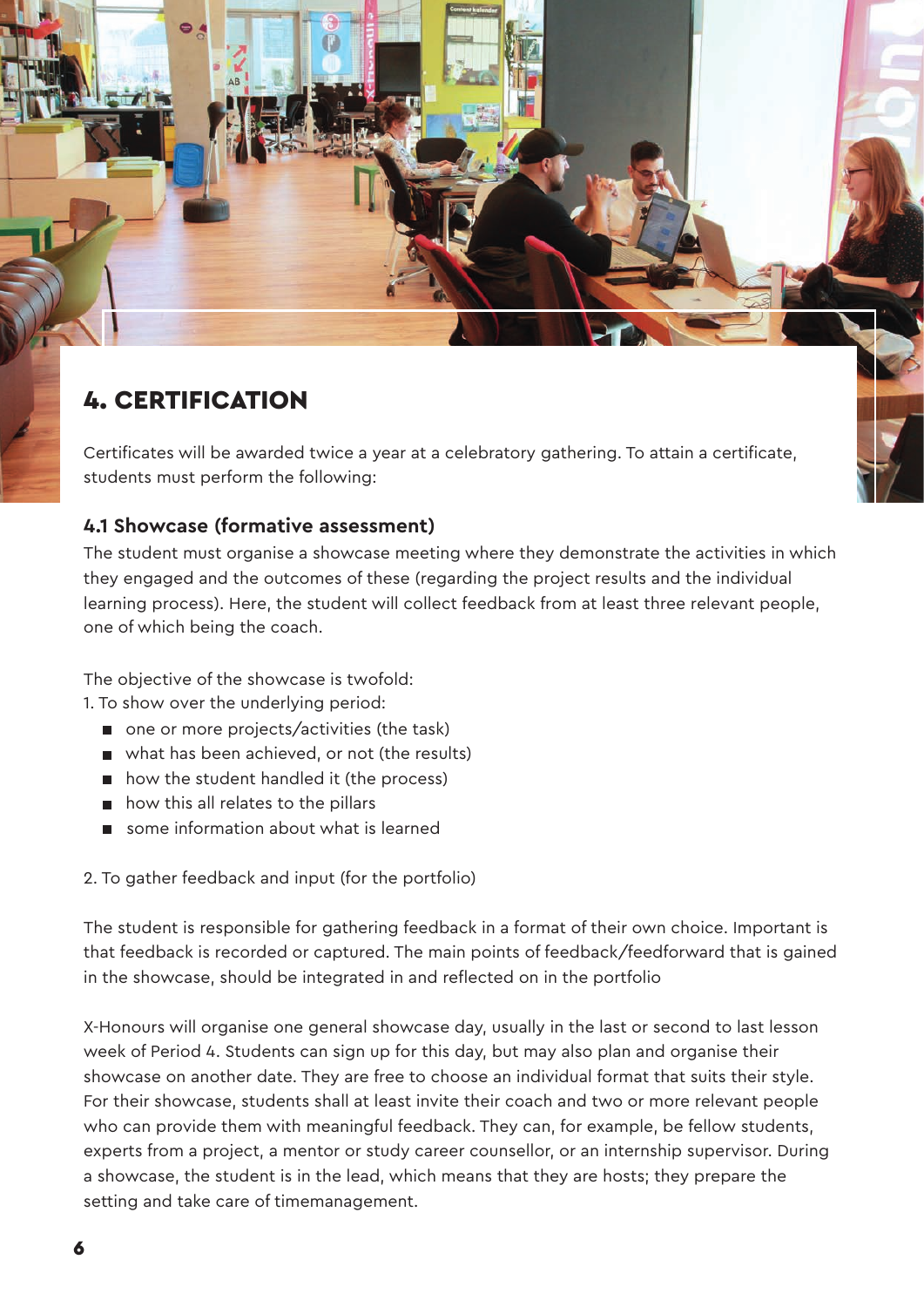## 4. CERTIFICATION

Certificates will be awarded twice a year at a celebratory gathering. To attain a certificate, students must perform the following:

### 4.1 Showcase (formative assessment)

The student must organise a showcase meeting where they demonstrate the activities in which they engaged and the outcomes of these (regarding the project results and the individual learning process). Here, the student will collect feedback from at least three relevant people, one of which being the coach.

The objective of the showcase is twofold:

1. To show over the underlying period:
   - one or more projects/activities (the task)
   - what has been achieved, or not (the results)
   - how the student handled it (the process)
   - how this all relates to the pillars
   - some information about what is learned

2. To gather feedback and input (for the portfolio)

The student is responsible for gathering feedback in a format of their own choice. Important is that feedback is recorded or captured. The main points of feedback/feedforward that is gained in the showcase, should be integrated in and reflected on in the portfolio

X-Honours will organise one general showcase day, usually in the last or second to last lesson week of Period 4. Students can sign up for this day, but may also plan and organise their showcase on another date. They are free to choose an individual format that suits their style. For their showcase, students shall at least invite their coach and two or more relevant people who can provide them with meaningful feedback. They can, for example, be fellow students, experts from a project, a mentor or study career counsellor, or an internship supervisor. During a showcase, the student is in the lead, which means that they are hosts; they prepare the setting and take care of timemanagement.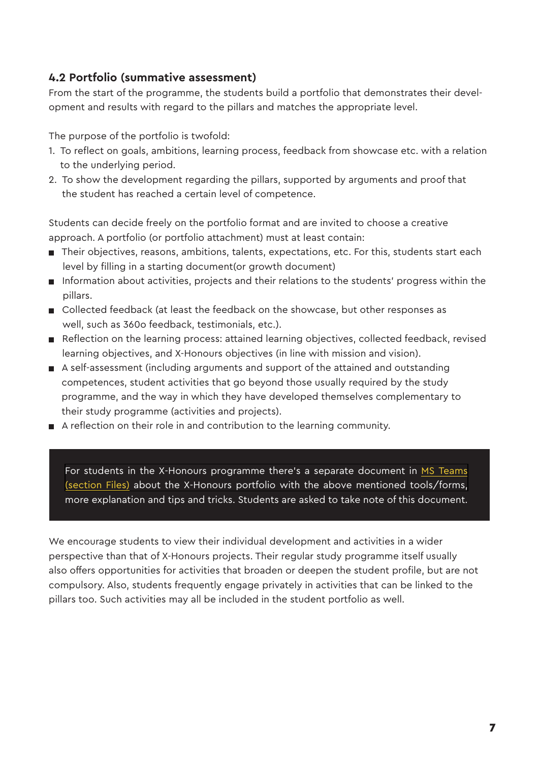### 4.2 Portfolio (summative assessment)

From the start of the programme, the students build a portfolio that demonstrates their development and results with regard to the pillars and matches the appropriate level.

The purpose of the portfolio is twofold:

1. To reflect on goals, ambitions, learning process, feedback from showcase etc. with a relation to the underlying period.
2. To show the development regarding the pillars, supported by arguments and proof that the student has reached a certain level of competence.

Students can decide freely on the portfolio format and are invited to choose a creative approach. A portfolio (or portfolio attachment) must at least contain:

- Their objectives, reasons, ambitions, talents, expectations, etc. For this, students start each level by filling in a starting document(or growth document)
- Information about activities, projects and their relations to the students' progress within the pillars.
- Collected feedback (at least the feedback on the showcase, but other responses as well, such as 360o feedback, testimonials, etc.).
- Reflection on the learning process: attained learning objectives, collected feedback, revised learning objectives, and X-Honours objectives (in line with mission and vision).
- A self-assessment (including arguments and support of the attained and outstanding competences, student activities that go beyond those usually required by the study programme, and the way in which they have developed themselves complementary to their study programme (activities and projects).
- A reflection on their role in and contribution to the learning community.

> For students in the X-Honours programme there's a separate document in MS Teams (section Files) about the X-Honours portfolio with the above mentioned tools/forms, more explanation and tips and tricks. Students are asked to take note of this document.

We encourage students to view their individual development and activities in a wider perspective than that of X-Honours projects. Their regular study programme itself usually also offers opportunities for activities that broaden or deepen the student profile, but are not compulsory. Also, students frequently engage privately in activities that can be linked to the pillars too. Such activities may all be included in the student portfolio as well.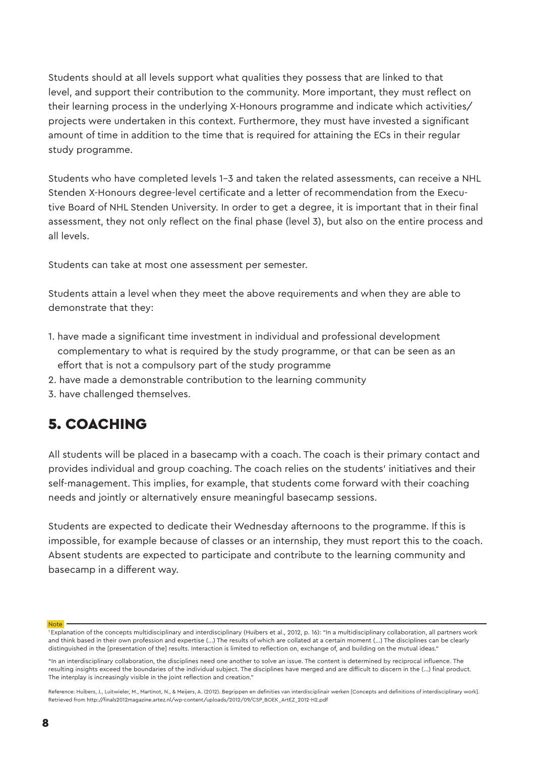Students should at all levels support what qualities they possess that are linked to that level, and support their contribution to the community. More important, they must reflect on their learning process in the underlying X-Honours programme and indicate which activities/projects were undertaken in this context. Furthermore, they must have invested a significant amount of time in addition to the time that is required for attaining the ECs in their regular study programme.

Students who have completed levels 1–3 and taken the related assessments, can receive a NHL Stenden X-Honours degree-level certificate and a letter of recommendation from the Executive Board of NHL Stenden University. In order to get a degree, it is important that in their final assessment, they not only reflect on the final phase (level 3), but also on the entire process and all levels.

Students can take at most one assessment per semester.

Students attain a level when they meet the above requirements and when they are able to demonstrate that they:

1. have made a significant time investment in individual and professional development complementary to what is required by the study programme, or that can be seen as an effort that is not a compulsory part of the study programme
2. have made a demonstrable contribution to the learning community
3. have challenged themselves.

## 5. COACHING

All students will be placed in a basecamp with a coach. The coach is their primary contact and provides individual and group coaching. The coach relies on the students' initiatives and their self-management. This implies, for example, that students come forward with their coaching needs and jointly or alternatively ensure meaningful basecamp sessions.

Students are expected to dedicate their Wednesday afternoons to the programme. If this is impossible, for example because of classes or an internship, they must report this to the coach. Absent students are expected to participate and contribute to the learning community and basecamp in a different way.

---

Note

[1] Explanation of the concepts multidisciplinary and interdisciplinary (Huibers et al., 2012, p. 16): "In a multidisciplinary collaboration, all partners work and think based in their own profession and expertise (...) The results of which are collated at a certain moment (...) The disciplines can be clearly distinguished in the [presentation of the] results. Interaction is limited to reflection on, exchange of, and building on the mutual ideas."

"In an interdisciplinary collaboration, the disciplines need one another to solve an issue. The content is determined by reciprocal influence. The resulting insights exceed the boundaries of the individual subject. The disciplines have merged and are difficult to discern in the (...) final product. The interplay is increasingly visible in the joint reflection and creation."

Reference: Huibers, J., Luitwieler, M., Martinot, N., & Meijers, A. (2012). Begrippen en definities van interdisciplinair werken [Concepts and definitions of interdisciplinary work]. Retrieved from http://finals2012magazine.artez.nl/wp-content/uploads/2012/09/CSP_BOEK_ArtEZ_2012-H2.pdf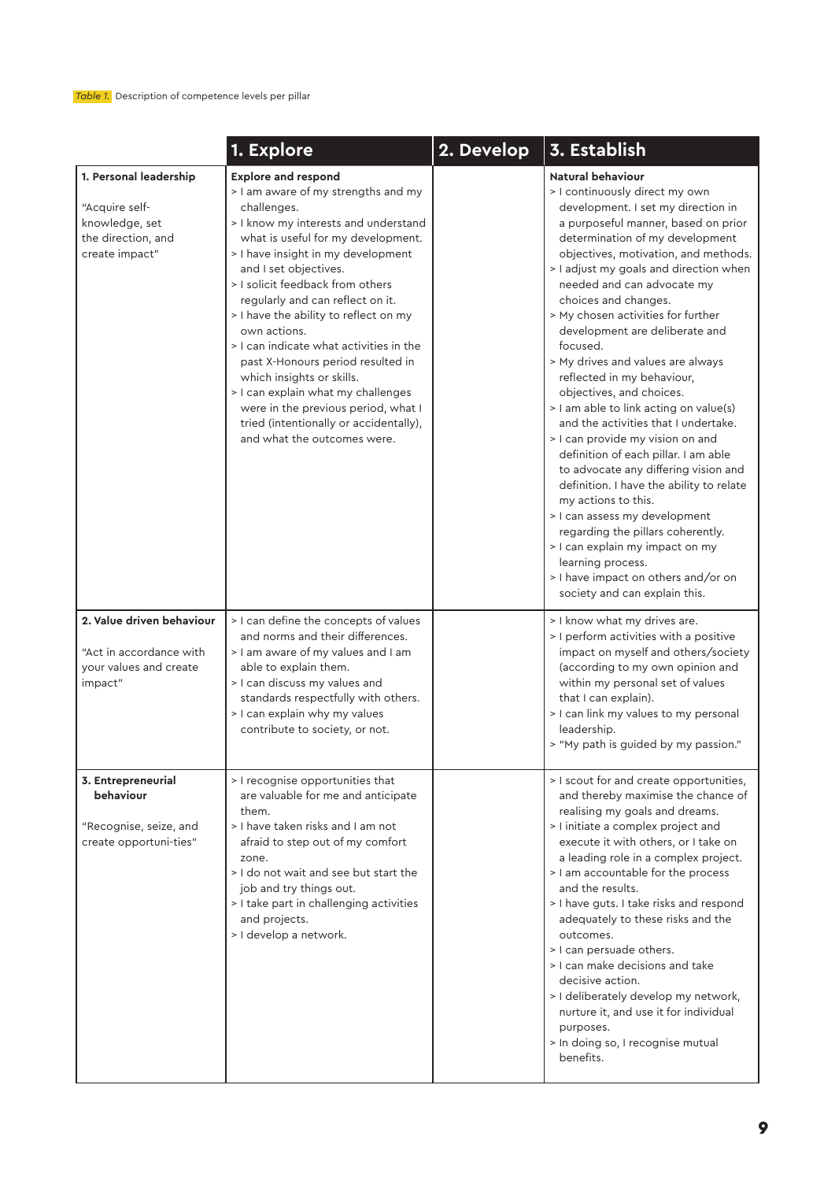*Table 1.* Description of competence levels per pillar

| | 1. Explore | 2. Develop | 3. Establish |
|---|---|---|---|
| **1. Personal leadership**<br><br>"Acquire self-knowledge, set the direction, and create impact" | **Explore and respond**<br>> I am aware of my strengths and my challenges.<br>> I know my interests and understand what is useful for my development.<br>> I have insight in my development and I set objectives.<br>> I solicit feedback from others regularly and can reflect on it.<br>> I have the ability to reflect on my own actions.<br>> I can indicate what activities in the past X-Honours period resulted in which insights or skills.<br>> I can explain what my challenges were in the previous period, what I tried (intentionally or accidentally), and what the outcomes were. | | **Natural behaviour**<br>> I continuously direct my own development. I set my direction in a purposeful manner, based on prior determination of my development objectives, motivation, and methods.<br>> I adjust my goals and direction when needed and can advocate my choices and changes.<br>> My chosen activities for further development are deliberate and focused.<br>> My drives and values are always reflected in my behaviour, objectives, and choices.<br>> I am able to link acting on value(s) and the activities that I undertake.<br>> I can provide my vision on and definition of each pillar. I am able to advocate any differing vision and definition. I have the ability to relate my actions to this.<br>> I can assess my development regarding the pillars coherently.<br>> I can explain my impact on my learning process.<br>> I have impact on others and/or on society and can explain this. |
| **2. Value driven behaviour**<br><br>"Act in accordance with your values and create impact" | > I can define the concepts of values and norms and their differences.<br>> I am aware of my values and I am able to explain them.<br>> I can discuss my values and standards respectfully with others.<br>> I can explain why my values contribute to society, or not. | | > I know what my drives are.<br>> I perform activities with a positive impact on myself and others/society (according to my own opinion and within my personal set of values that I can explain).<br>> I can link my values to my personal leadership.<br>> "My path is guided by my passion." |
| **3. Entrepreneurial behaviour**<br><br>"Recognise, seize, and create opportuni-ties" | > I recognise opportunities that are valuable for me and anticipate them.<br>> I have taken risks and I am not afraid to step out of my comfort zone.<br>> I do not wait and see but start the job and try things out.<br>> I take part in challenging activities and projects.<br>> I develop a network. | | > I scout for and create opportunities, and thereby maximise the chance of realising my goals and dreams.<br>> I initiate a complex project and execute it with others, or I take on a leading role in a complex project.<br>> I am accountable for the process and the results.<br>> I have guts. I take risks and respond adequately to these risks and the outcomes.<br>> I can persuade others.<br>> I can make decisions and take decisive action.<br>> I deliberately develop my network, nurture it, and use it for individual purposes.<br>> In doing so, I recognise mutual benefits. |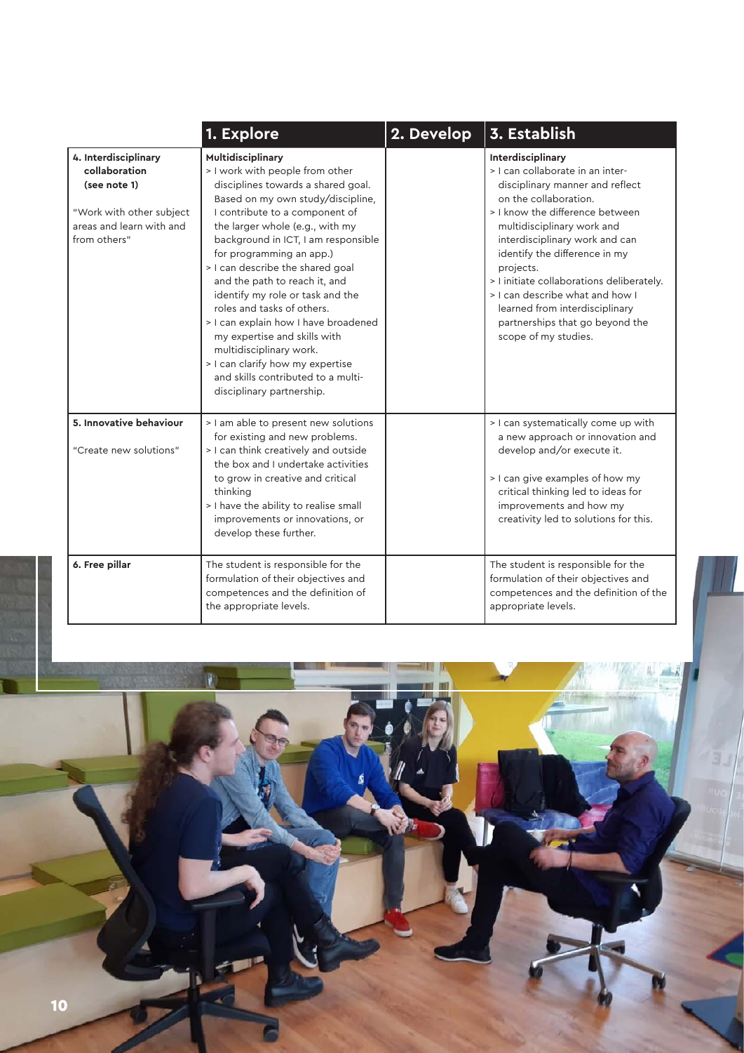| | 1. Explore | 2. Develop | 3. Establish |
|---|---|---|---|
| **4. Interdisciplinary collaboration (see note 1)**<br><br>"Work with other subject areas and learn with and from others" | **Multidisciplinary**<br>> I work with people from other disciplines towards a shared goal. Based on my own study/discipline, I contribute to a component of the larger whole (e.g., with my background in ICT, I am responsible for programming an app.)<br>> I can describe the shared goal and the path to reach it, and identify my role or task and the roles and tasks of others.<br>> I can explain how I have broadened my expertise and skills with multidisciplinary work.<br>> I can clarify how my expertise and skills contributed to a multi-disciplinary partnership. | | **Interdisciplinary**<br>> I can collaborate in an inter-disciplinary manner and reflect on the collaboration.<br>> I know the difference between multidisciplinary work and interdisciplinary work and can identify the difference in my projects.<br>> I initiate collaborations deliberately.<br>> I can describe what and how I learned from interdisciplinary partnerships that go beyond the scope of my studies. |
| **5. Innovative behaviour**<br><br>"Create new solutions" | > I am able to present new solutions for existing and new problems.<br>> I can think creatively and outside the box and I undertake activities to grow in creative and critical thinking<br>> I have the ability to realise small improvements or innovations, or develop these further. | | > I can systematically come up with a new approach or innovation and develop and/or execute it.<br><br>> I can give examples of how my critical thinking led to ideas for improvements and how my creativity led to solutions for this. |
| **6. Free pillar** | The student is responsible for the formulation of their objectives and competences and the definition of the appropriate levels. | | The student is responsible for the formulation of their objectives and competences and the definition of the appropriate levels. |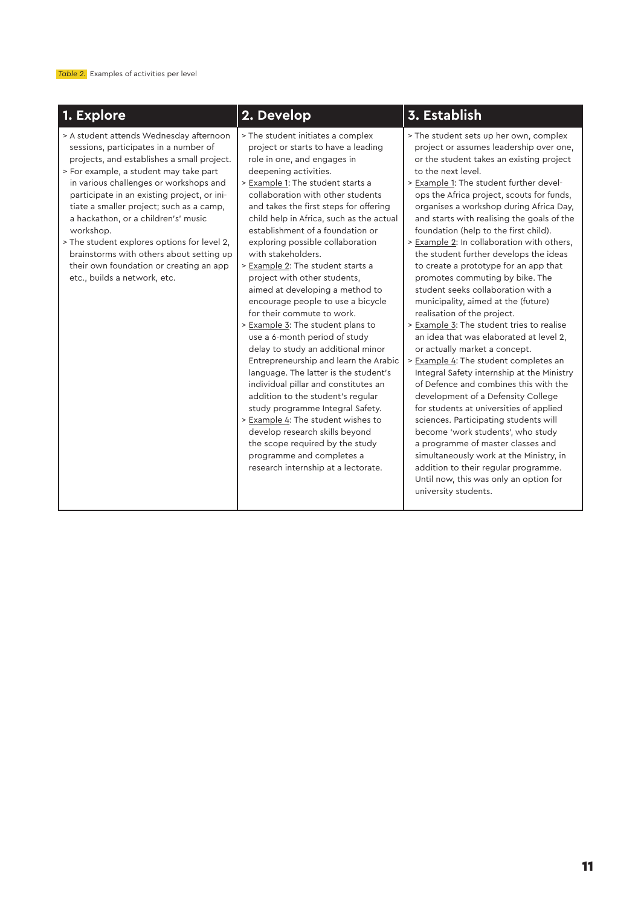*Table 2.* Examples of activities per level

| 1. Explore | 2. Develop | 3. Establish |
|---|---|---|
| > A student attends Wednesday afternoon sessions, participates in a number of projects, and establishes a small project.<br>> For example, a student may take part in various challenges or workshops and participate in an existing project, or initiate a smaller project; such as a camp, a hackathon, or a children's' music workshop.<br>> The student explores options for level 2, brainstorms with others about setting up their own foundation or creating an app etc., builds a network, etc. | > The student initiates a complex project or starts to have a leading role in one, and engages in deepening activities.<br>> Example 1: The student starts a collaboration with other students and takes the first steps for offering child help in Africa, such as the actual establishment of a foundation or exploring possible collaboration with stakeholders.<br>> Example 2: The student starts a project with other students, aimed at developing a method to encourage people to use a bicycle for their commute to work.<br>> Example 3: The student plans to use a 6-month period of study delay to study an additional minor Entrepreneurship and learn the Arabic language. The latter is the student's individual pillar and constitutes an addition to the student's regular study programme Integral Safety.<br>> Example 4: The student wishes to develop research skills beyond the scope required by the study programme and completes a research internship at a lectorate. | > The student sets up her own, complex project or assumes leadership over one, or the student takes an existing project to the next level.<br>> Example 1: The student further develops the Africa project, scouts for funds, organises a workshop during Africa Day, and starts with realising the goals of the foundation (help to the first child).<br>> Example 2: In collaboration with others, the student further develops the ideas to create a prototype for an app that promotes commuting by bike. The student seeks collaboration with a municipality, aimed at the (future) realisation of the project.<br>> Example 3: The student tries to realise an idea that was elaborated at level 2, or actually market a concept.<br>> Example 4: The student completes an Integral Safety internship at the Ministry of Defence and combines this with the development of a Defensity College for students at universities of applied sciences. Participating students will become 'work students', who study a programme of master classes and simultaneously work at the Ministry, in addition to their regular programme. Until now, this was only an option for university students. |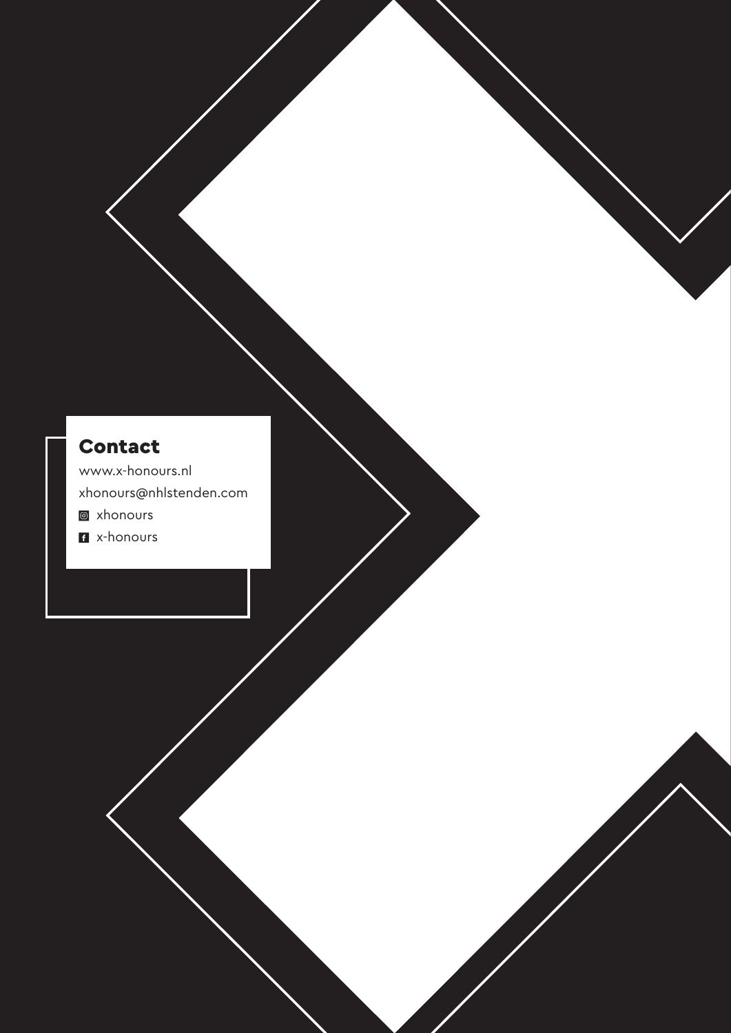## Contact

www.x-honours.nl

xhonours@nhlstenden.com

xhonours

x-honours